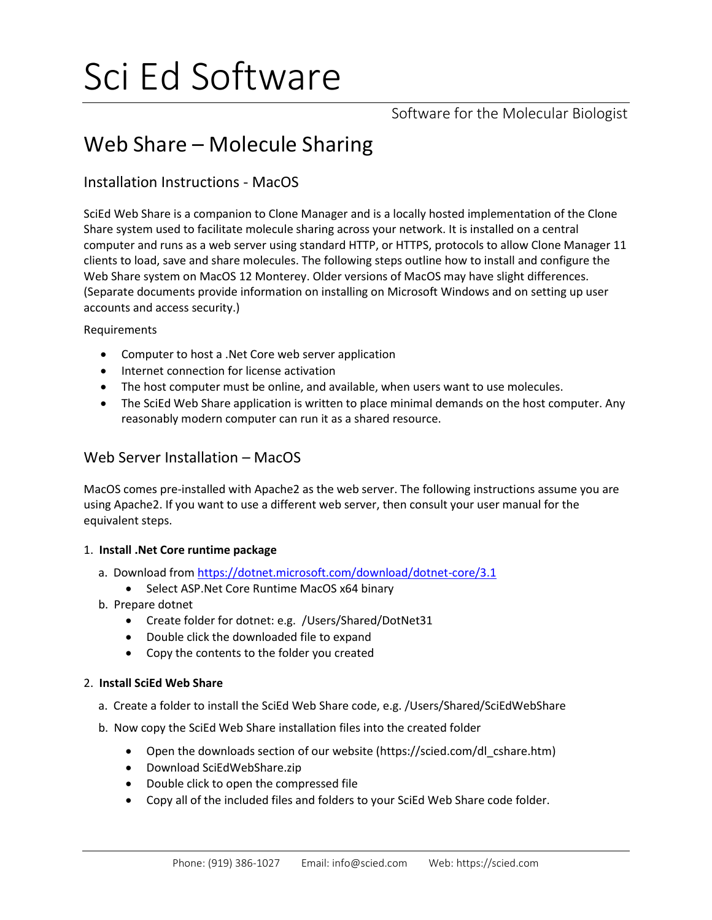# Sci Ed Software

Software for the Molecular Biologist

## Web Share – Molecule Sharing

### Installation Instructions - MacOS

SciEd Web Share is a companion to Clone Manager and is a locally hosted implementation of the Clone Share system used to facilitate molecule sharing across your network. It is installed on a central computer and runs as a web server using standard HTTP, or HTTPS, protocols to allow Clone Manager 11 clients to load, save and share molecules. The following steps outline how to install and configure the Web Share system on MacOS 12 Monterey. Older versions of MacOS may have slight differences. (Separate documents provide information on installing on Microsoft Windows and on setting up user accounts and access security.)

Requirements

- Computer to host a .Net Core web server application
- Internet connection for license activation
- The host computer must be online, and available, when users want to use molecules.
- The SciEd Web Share application is written to place minimal demands on the host computer. Any reasonably modern computer can run it as a shared resource.

### Web Server Installation – MacOS

MacOS comes pre-installed with Apache2 as the web server. The following instructions assume you are using Apache2. If you want to use a different web server, then consult your user manual for the equivalent steps.

1. **Install .Net Core runtime package**
   a. Download from https://dotnet.microsoft.com/download/dotnet-core/3.1
      - Select ASP.Net Core Runtime MacOS x64 binary
   b. Prepare dotnet
      - Create folder for dotnet: e.g. /Users/Shared/DotNet31
      - Double click the downloaded file to expand
      - Copy the contents to the folder you created

2. **Install SciEd Web Share**
   a. Create a folder to install the SciEd Web Share code, e.g. /Users/Shared/SciEdWebShare
   b. Now copy the SciEd Web Share installation files into the created folder
      - Open the downloads section of our website (https://scied.com/dl_cshare.htm)
      - Download SciEdWebShare.zip
      - Double click to open the compressed file
      - Copy all of the included files and folders to your SciEd Web Share code folder.

Phone: (919) 386-1027 Email: info@scied.com Web: https://scied.com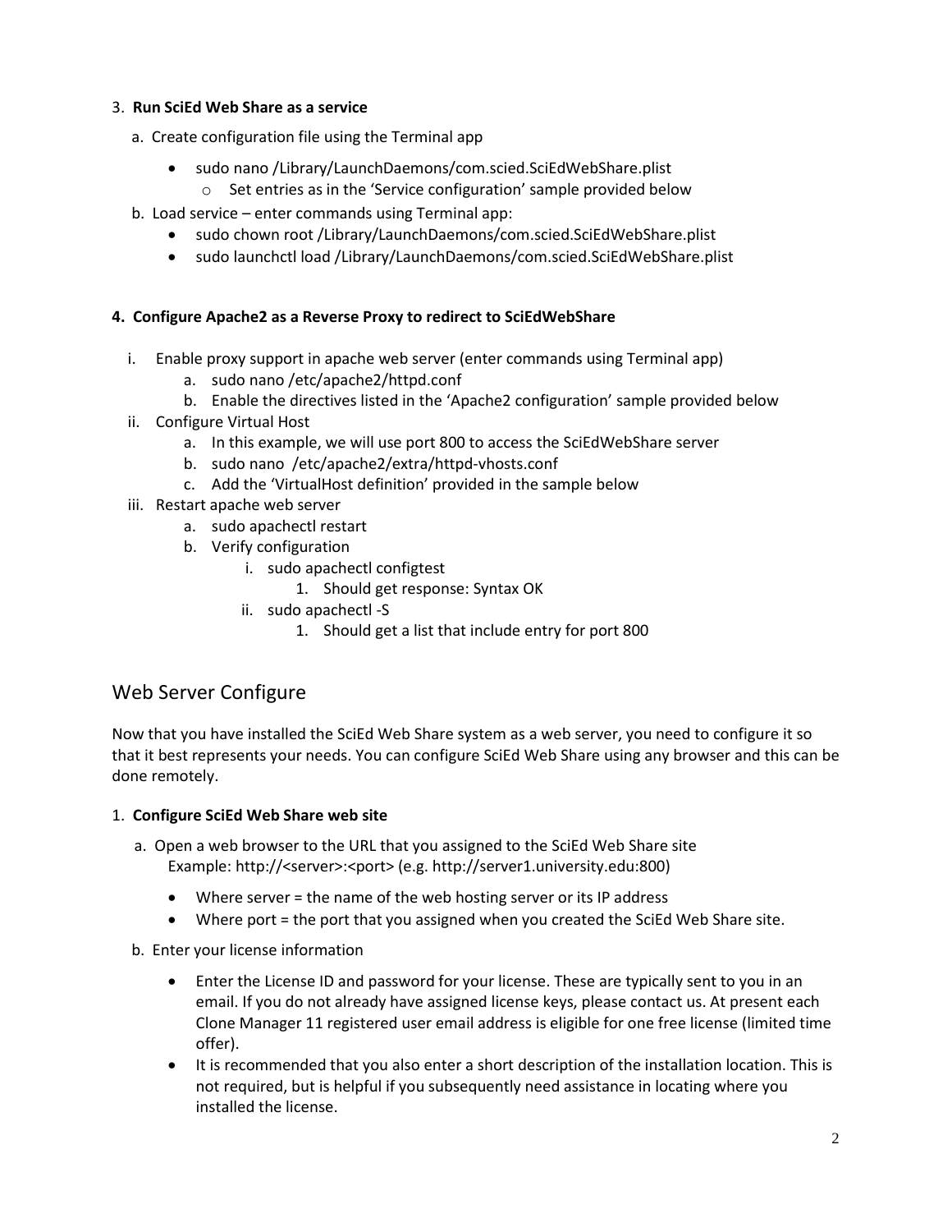3. **Run SciEd Web Share as a service**

   a. Create configuration file using the Terminal app

      - sudo nano /Library/LaunchDaemons/com.scied.SciEdWebShare.plist
        - Set entries as in the 'Service configuration' sample provided below

   b. Load service – enter commands using Terminal app:

      - sudo chown root /Library/LaunchDaemons/com.scied.SciEdWebShare.plist
      - sudo launchctl load /Library/LaunchDaemons/com.scied.SciEdWebShare.plist

**4. Configure Apache2 as a Reverse Proxy to redirect to SciEdWebShare**

i. Enable proxy support in apache web server (enter commands using Terminal app)
   a. sudo nano /etc/apache2/httpd.conf
   b. Enable the directives listed in the 'Apache2 configuration' sample provided below

ii. Configure Virtual Host
   a. In this example, we will use port 800 to access the SciEdWebShare server
   b. sudo nano /etc/apache2/extra/httpd-vhosts.conf
   c. Add the 'VirtualHost definition' provided in the sample below

iii. Restart apache web server
   a. sudo apachectl restart
   b. Verify configuration
      i. sudo apachectl configtest
         1. Should get response: Syntax OK
      ii. sudo apachectl -S
         1. Should get a list that include entry for port 800

## Web Server Configure

Now that you have installed the SciEd Web Share system as a web server, you need to configure it so that it best represents your needs. You can configure SciEd Web Share using any browser and this can be done remotely.

1. **Configure SciEd Web Share web site**

   a. Open a web browser to the URL that you assigned to the SciEd Web Share site
      Example: http://<server>:<port> (e.g. http://server1.university.edu:800)

      - Where server = the name of the web hosting server or its IP address
      - Where port = the port that you assigned when you created the SciEd Web Share site.

   b. Enter your license information

      - Enter the License ID and password for your license. These are typically sent to you in an email. If you do not already have assigned license keys, please contact us. At present each Clone Manager 11 registered user email address is eligible for one free license (limited time offer).
      - It is recommended that you also enter a short description of the installation location. This is not required, but is helpful if you subsequently need assistance in locating where you installed the license.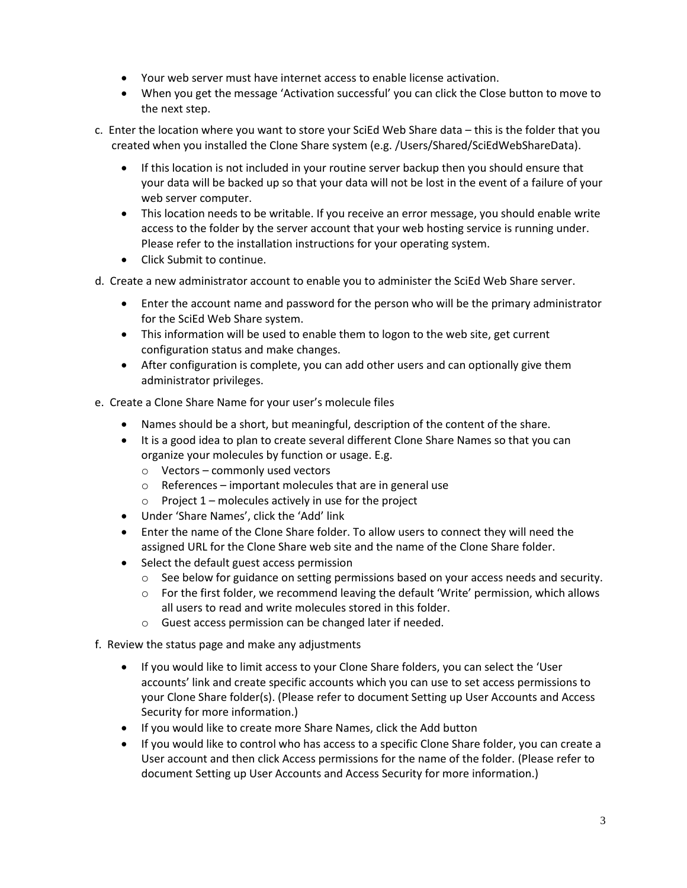- Your web server must have internet access to enable license activation.
- When you get the message 'Activation successful' you can click the Close button to move to the next step.

c. Enter the location where you want to store your SciEd Web Share data – this is the folder that you created when you installed the Clone Share system (e.g. /Users/Shared/SciEdWebShareData).

- If this location is not included in your routine server backup then you should ensure that your data will be backed up so that your data will not be lost in the event of a failure of your web server computer.
- This location needs to be writable. If you receive an error message, you should enable write access to the folder by the server account that your web hosting service is running under. Please refer to the installation instructions for your operating system.
- Click Submit to continue.

d. Create a new administrator account to enable you to administer the SciEd Web Share server.

- Enter the account name and password for the person who will be the primary administrator for the SciEd Web Share system.
- This information will be used to enable them to logon to the web site, get current configuration status and make changes.
- After configuration is complete, you can add other users and can optionally give them administrator privileges.

e. Create a Clone Share Name for your user's molecule files

- Names should be a short, but meaningful, description of the content of the share.
- It is a good idea to plan to create several different Clone Share Names so that you can organize your molecules by function or usage. E.g.
  - Vectors – commonly used vectors
  - References – important molecules that are in general use
  - Project 1 – molecules actively in use for the project
- Under 'Share Names', click the 'Add' link
- Enter the name of the Clone Share folder. To allow users to connect they will need the assigned URL for the Clone Share web site and the name of the Clone Share folder.
- Select the default guest access permission
  - See below for guidance on setting permissions based on your access needs and security.
  - For the first folder, we recommend leaving the default 'Write' permission, which allows all users to read and write molecules stored in this folder.
  - Guest access permission can be changed later if needed.

f. Review the status page and make any adjustments

- If you would like to limit access to your Clone Share folders, you can select the 'User accounts' link and create specific accounts which you can use to set access permissions to your Clone Share folder(s). (Please refer to document Setting up User Accounts and Access Security for more information.)
- If you would like to create more Share Names, click the Add button
- If you would like to control who has access to a specific Clone Share folder, you can create a User account and then click Access permissions for the name of the folder. (Please refer to document Setting up User Accounts and Access Security for more information.)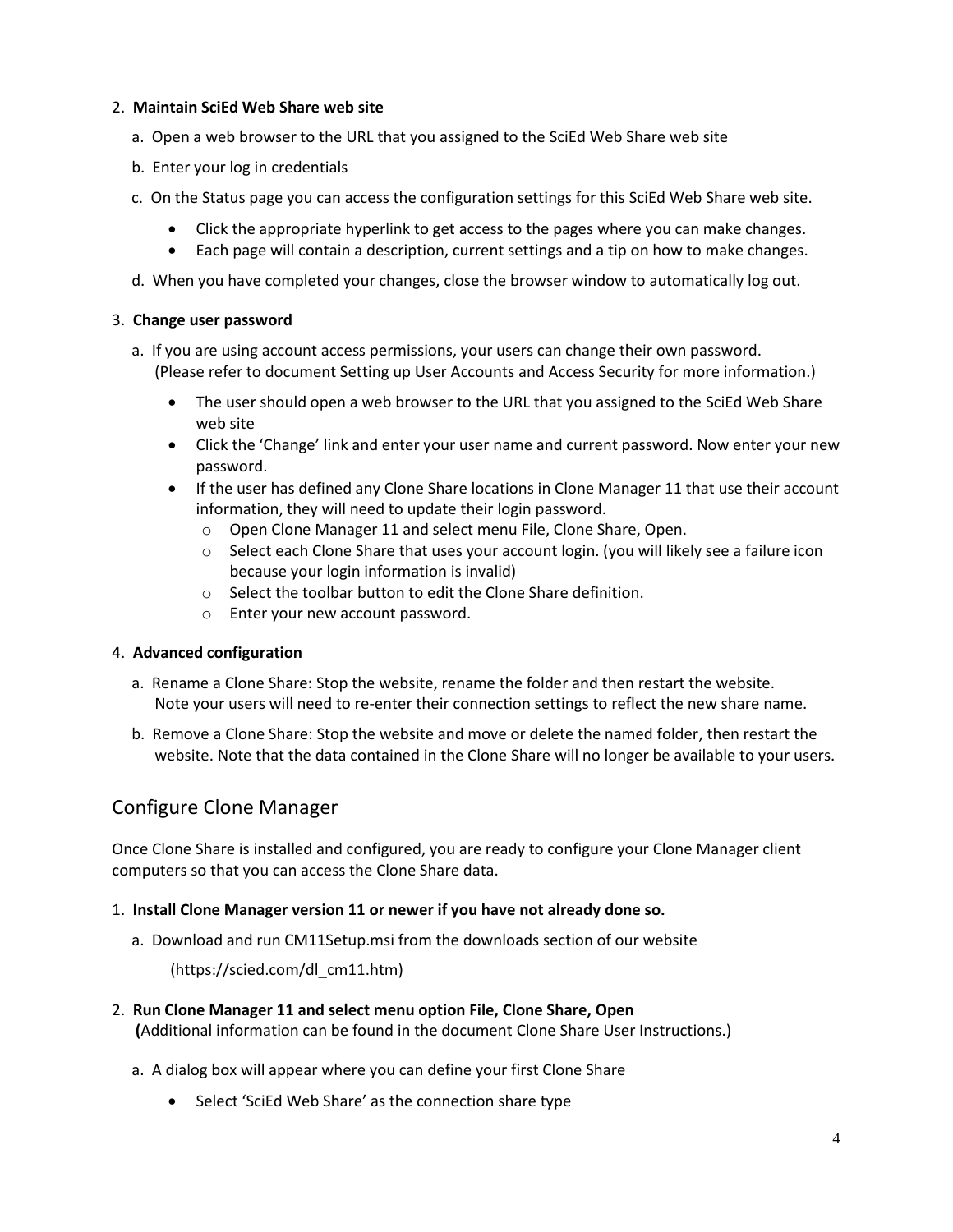2. **Maintain SciEd Web Share web site**

   a. Open a web browser to the URL that you assigned to the SciEd Web Share web site

   b. Enter your log in credentials

   c. On the Status page you can access the configuration settings for this SciEd Web Share web site.

      - Click the appropriate hyperlink to get access to the pages where you can make changes.
      - Each page will contain a description, current settings and a tip on how to make changes.

   d. When you have completed your changes, close the browser window to automatically log out.

3. **Change user password**

   a. If you are using account access permissions, your users can change their own password.
      (Please refer to document Setting up User Accounts and Access Security for more information.)

      - The user should open a web browser to the URL that you assigned to the SciEd Web Share web site
      - Click the 'Change' link and enter your user name and current password. Now enter your new password.
      - If the user has defined any Clone Share locations in Clone Manager 11 that use their account information, they will need to update their login password.
        - Open Clone Manager 11 and select menu File, Clone Share, Open.
        - Select each Clone Share that uses your account login. (you will likely see a failure icon because your login information is invalid)
        - Select the toolbar button to edit the Clone Share definition.
        - Enter your new account password.

4. **Advanced configuration**

   a. Rename a Clone Share: Stop the website, rename the folder and then restart the website.
      Note your users will need to re-enter their connection settings to reflect the new share name.

   b. Remove a Clone Share: Stop the website and move or delete the named folder, then restart the website. Note that the data contained in the Clone Share will no longer be available to your users.

## Configure Clone Manager

Once Clone Share is installed and configured, you are ready to configure your Clone Manager client computers so that you can access the Clone Share data.

1. **Install Clone Manager version 11 or newer if you have not already done so.**

   a. Download and run CM11Setup.msi from the downloads section of our website

      (https://scied.com/dl_cm11.htm)

2. **Run Clone Manager 11 and select menu option File, Clone Share, Open**
   **(**Additional information can be found in the document Clone Share User Instructions.)

   a. A dialog box will appear where you can define your first Clone Share

      - Select 'SciEd Web Share' as the connection share type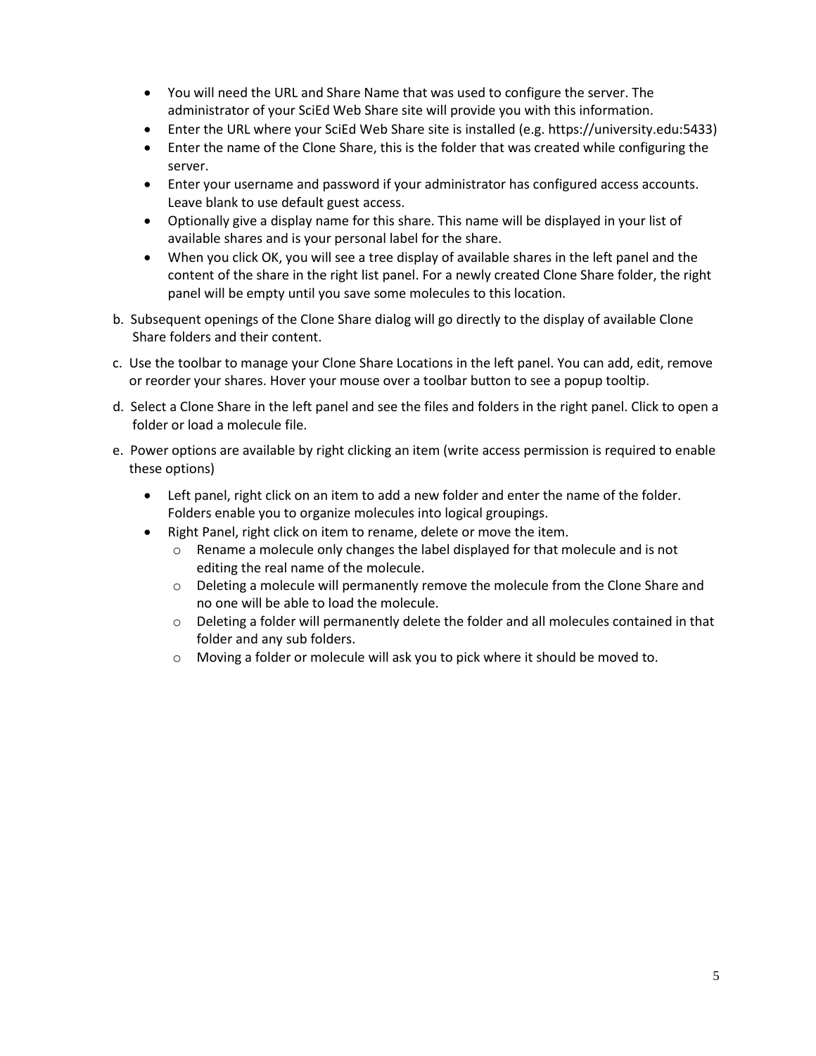- You will need the URL and Share Name that was used to configure the server. The administrator of your SciEd Web Share site will provide you with this information.
- Enter the URL where your SciEd Web Share site is installed (e.g. https://university.edu:5433)
- Enter the name of the Clone Share, this is the folder that was created while configuring the server.
- Enter your username and password if your administrator has configured access accounts. Leave blank to use default guest access.
- Optionally give a display name for this share. This name will be displayed in your list of available shares and is your personal label for the share.
- When you click OK, you will see a tree display of available shares in the left panel and the content of the share in the right list panel. For a newly created Clone Share folder, the right panel will be empty until you save some molecules to this location.

b. Subsequent openings of the Clone Share dialog will go directly to the display of available Clone Share folders and their content.

c. Use the toolbar to manage your Clone Share Locations in the left panel. You can add, edit, remove or reorder your shares. Hover your mouse over a toolbar button to see a popup tooltip.

d. Select a Clone Share in the left panel and see the files and folders in the right panel. Click to open a folder or load a molecule file.

e. Power options are available by right clicking an item (write access permission is required to enable these options)

- Left panel, right click on an item to add a new folder and enter the name of the folder. Folders enable you to organize molecules into logical groupings.
- Right Panel, right click on item to rename, delete or move the item.
  - Rename a molecule only changes the label displayed for that molecule and is not editing the real name of the molecule.
  - Deleting a molecule will permanently remove the molecule from the Clone Share and no one will be able to load the molecule.
  - Deleting a folder will permanently delete the folder and all molecules contained in that folder and any sub folders.
  - Moving a folder or molecule will ask you to pick where it should be moved to.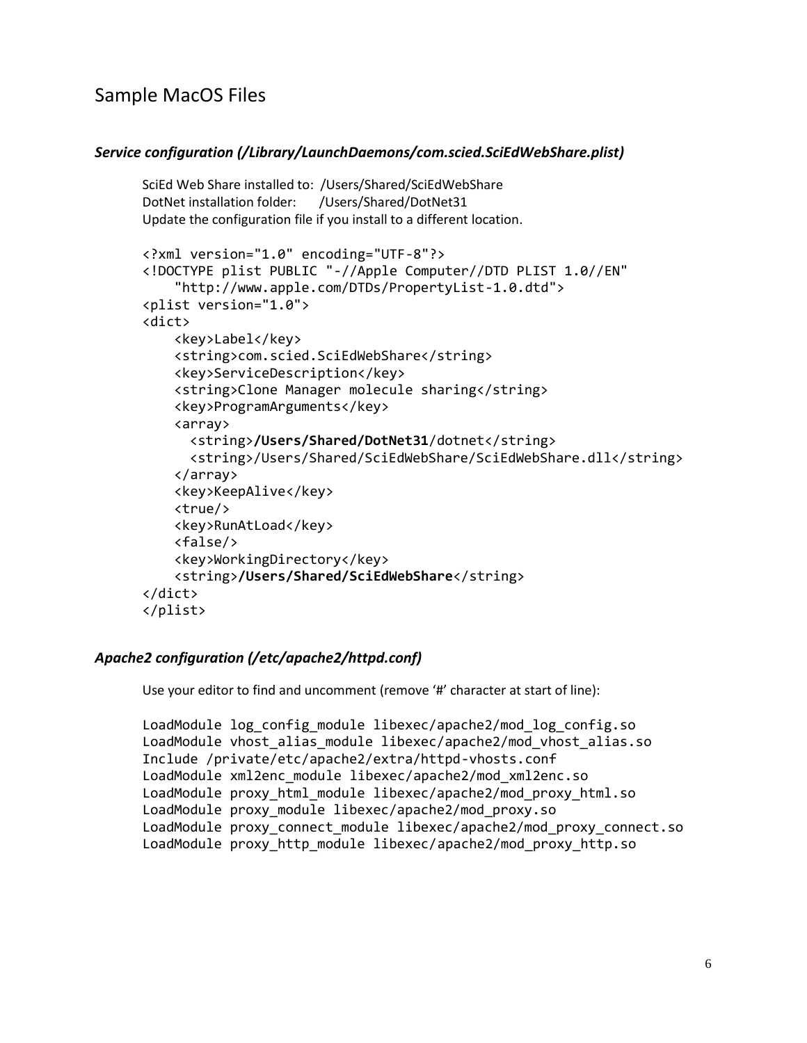## Sample MacOS Files

### *Service configuration (/Library/LaunchDaemons/com.scied.SciEdWebShare.plist)*

SciEd Web Share installed to: /Users/Shared/SciEdWebShare
DotNet installation folder: /Users/Shared/DotNet31
Update the configuration file if you install to a different location.

```
<?xml version="1.0" encoding="UTF-8"?>
<!DOCTYPE plist PUBLIC "-//Apple Computer//DTD PLIST 1.0//EN"
    "http://www.apple.com/DTDs/PropertyList-1.0.dtd">
<plist version="1.0">
<dict>
    <key>Label</key>
    <string>com.scied.SciEdWebShare</string>
    <key>ServiceDescription</key>
    <string>Clone Manager molecule sharing</string>
    <key>ProgramArguments</key>
    <array>
      <string>/Users/Shared/DotNet31/dotnet</string>
      <string>/Users/Shared/SciEdWebShare/SciEdWebShare.dll</string>
    </array>
    <key>KeepAlive</key>
    <true/>
    <key>RunAtLoad</key>
    <false/>
    <key>WorkingDirectory</key>
    <string>/Users/Shared/SciEdWebShare</string>
</dict>
</plist>
```

### *Apache2 configuration (/etc/apache2/httpd.conf)*

Use your editor to find and uncomment (remove '#' character at start of line):

```
LoadModule log_config_module libexec/apache2/mod_log_config.so
LoadModule vhost_alias_module libexec/apache2/mod_vhost_alias.so
Include /private/etc/apache2/extra/httpd-vhosts.conf
LoadModule xml2enc_module libexec/apache2/mod_xml2enc.so
LoadModule proxy_html_module libexec/apache2/mod_proxy_html.so
LoadModule proxy_module libexec/apache2/mod_proxy.so
LoadModule proxy_connect_module libexec/apache2/mod_proxy_connect.so
LoadModule proxy_http_module libexec/apache2/mod_proxy_http.so
```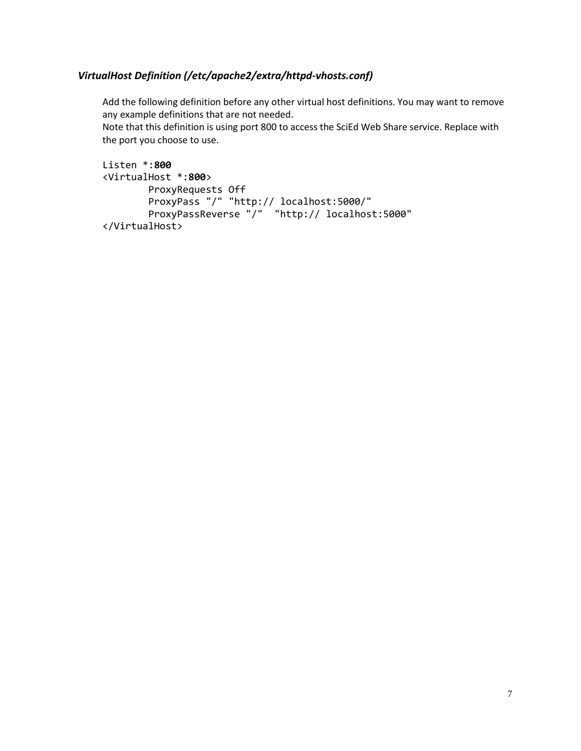### *VirtualHost Definition (/etc/apache2/extra/httpd-vhosts.conf)*

Add the following definition before any other virtual host definitions. You may want to remove any example definitions that are not needed.
Note that this definition is using port 800 to access the SciEd Web Share service. Replace with the port you choose to use.

```
Listen *:800
<VirtualHost *:800>
        ProxyRequests Off
        ProxyPass "/" "http:// localhost:5000/"
        ProxyPassReverse "/"  "http:// localhost:5000"
</VirtualHost>
```